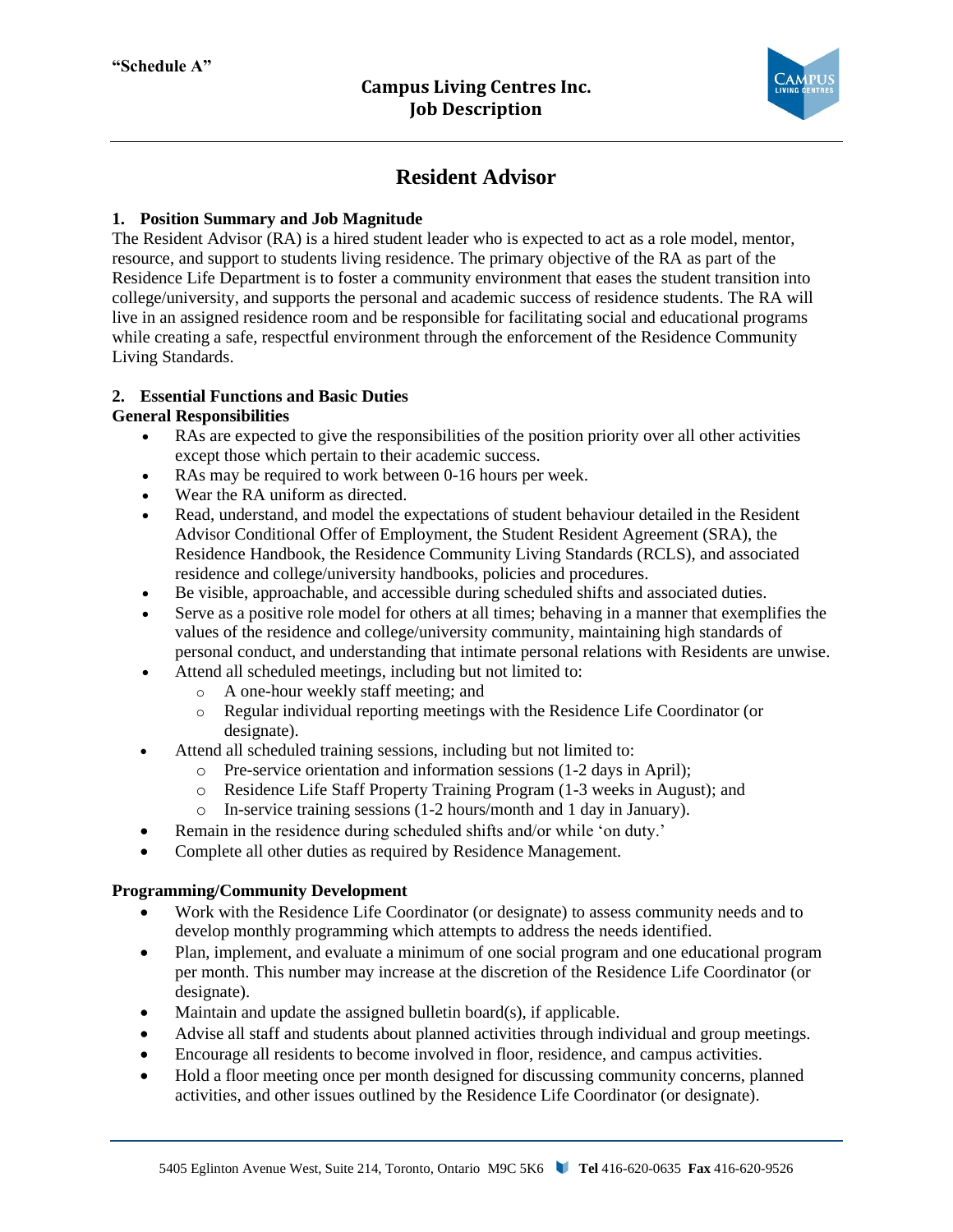"Schedule A"

**Campus Living Centres Inc.**
**Job Description**

# Resident Advisor

## 1. Position Summary and Job Magnitude

The Resident Advisor (RA) is a hired student leader who is expected to act as a role model, mentor, resource, and support to students living residence. The primary objective of the RA as part of the Residence Life Department is to foster a community environment that eases the student transition into college/university, and supports the personal and academic success of residence students. The RA will live in an assigned residence room and be responsible for facilitating social and educational programs while creating a safe, respectful environment through the enforcement of the Residence Community Living Standards.

## 2. Essential Functions and Basic Duties

### General Responsibilities

- RAs are expected to give the responsibilities of the position priority over all other activities except those which pertain to their academic success.
- RAs may be required to work between 0-16 hours per week.
- Wear the RA uniform as directed.
- Read, understand, and model the expectations of student behaviour detailed in the Resident Advisor Conditional Offer of Employment, the Student Resident Agreement (SRA), the Residence Handbook, the Residence Community Living Standards (RCLS), and associated residence and college/university handbooks, policies and procedures.
- Be visible, approachable, and accessible during scheduled shifts and associated duties.
- Serve as a positive role model for others at all times; behaving in a manner that exemplifies the values of the residence and college/university community, maintaining high standards of personal conduct, and understanding that intimate personal relations with Residents are unwise.
- Attend all scheduled meetings, including but not limited to:
  - A one-hour weekly staff meeting; and
  - Regular individual reporting meetings with the Residence Life Coordinator (or designate).
- Attend all scheduled training sessions, including but not limited to:
  - Pre-service orientation and information sessions (1-2 days in April);
  - Residence Life Staff Property Training Program (1-3 weeks in August); and
  - In-service training sessions (1-2 hours/month and 1 day in January).
- Remain in the residence during scheduled shifts and/or while 'on duty.'
- Complete all other duties as required by Residence Management.

### Programming/Community Development

- Work with the Residence Life Coordinator (or designate) to assess community needs and to develop monthly programming which attempts to address the needs identified.
- Plan, implement, and evaluate a minimum of one social program and one educational program per month. This number may increase at the discretion of the Residence Life Coordinator (or designate).
- Maintain and update the assigned bulletin board(s), if applicable.
- Advise all staff and students about planned activities through individual and group meetings.
- Encourage all residents to become involved in floor, residence, and campus activities.
- Hold a floor meeting once per month designed for discussing community concerns, planned activities, and other issues outlined by the Residence Life Coordinator (or designate).

5405 Eglinton Avenue West, Suite 214, Toronto, Ontario M9C 5K6 **Tel** 416-620-0635 **Fax** 416-620-9526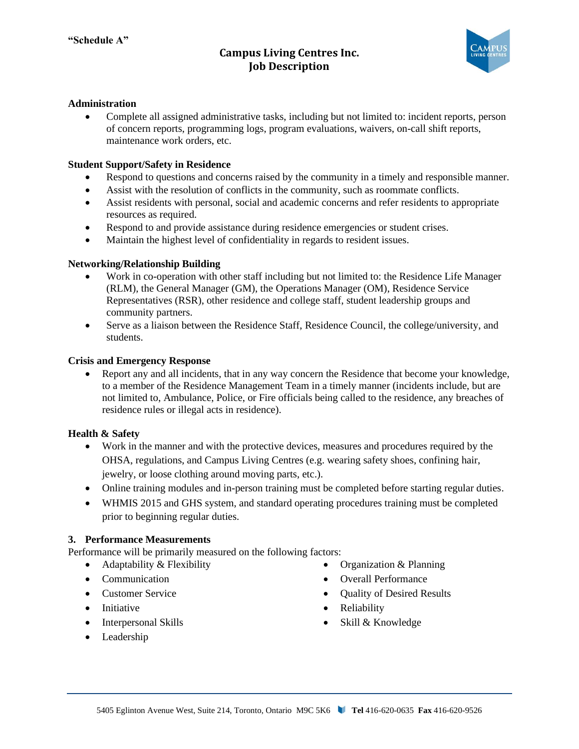"Schedule A"

**Campus Living Centres Inc.**
**Job Description**

**Administration**

- Complete all assigned administrative tasks, including but not limited to: incident reports, person of concern reports, programming logs, program evaluations, waivers, on-call shift reports, maintenance work orders, etc.

**Student Support/Safety in Residence**

- Respond to questions and concerns raised by the community in a timely and responsible manner.
- Assist with the resolution of conflicts in the community, such as roommate conflicts.
- Assist residents with personal, social and academic concerns and refer residents to appropriate resources as required.
- Respond to and provide assistance during residence emergencies or student crises.
- Maintain the highest level of confidentiality in regards to resident issues.

**Networking/Relationship Building**

- Work in co-operation with other staff including but not limited to: the Residence Life Manager (RLM), the General Manager (GM), the Operations Manager (OM), Residence Service Representatives (RSR), other residence and college staff, student leadership groups and community partners.
- Serve as a liaison between the Residence Staff, Residence Council, the college/university, and students.

**Crisis and Emergency Response**

- Report any and all incidents, that in any way concern the Residence that become your knowledge, to a member of the Residence Management Team in a timely manner (incidents include, but are not limited to, Ambulance, Police, or Fire officials being called to the residence, any breaches of residence rules or illegal acts in residence).

**Health & Safety**

- Work in the manner and with the protective devices, measures and procedures required by the OHSA, regulations, and Campus Living Centres (e.g. wearing safety shoes, confining hair, jewelry, or loose clothing around moving parts, etc.).
- Online training modules and in-person training must be completed before starting regular duties.
- WHMIS 2015 and GHS system, and standard operating procedures training must be completed prior to beginning regular duties.

**3. Performance Measurements**

Performance will be primarily measured on the following factors:

- Adaptability & Flexibility
- Communication
- Customer Service
- Initiative
- Interpersonal Skills
- Leadership
- Organization & Planning
- Overall Performance
- Quality of Desired Results
- Reliability
- Skill & Knowledge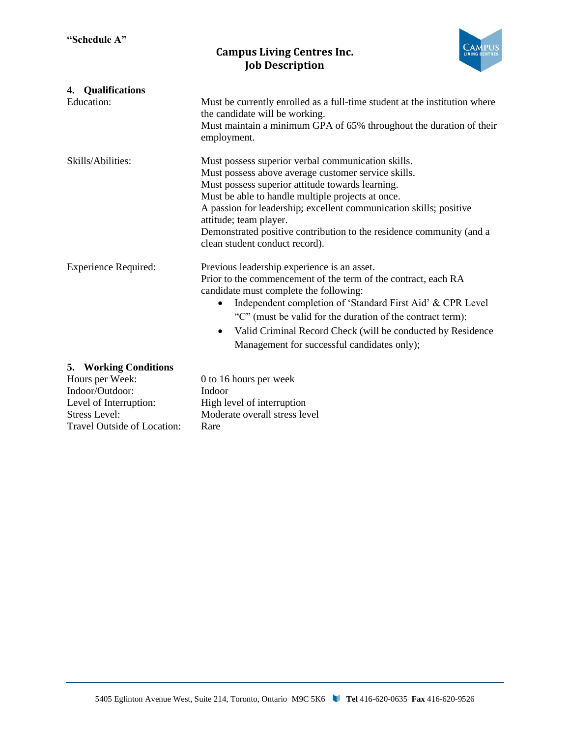"Schedule A"

**Campus Living Centres Inc.**
**Job Description**

### 4. Qualifications

| | |
|---|---|
| Education: | Must be currently enrolled as a full-time student at the institution where the candidate will be working.<br>Must maintain a minimum GPA of 65% throughout the duration of their employment. |
| Skills/Abilities: | Must possess superior verbal communication skills.<br>Must possess above average customer service skills.<br>Must possess superior attitude towards learning.<br>Must be able to handle multiple projects at once.<br>A passion for leadership; excellent communication skills; positive attitude; team player.<br>Demonstrated positive contribution to the residence community (and a clean student conduct record). |
| Experience Required: | Previous leadership experience is an asset.<br>Prior to the commencement of the term of the contract, each RA candidate must complete the following:<br>• Independent completion of 'Standard First Aid' & CPR Level "C" (must be valid for the duration of the contract term);<br>• Valid Criminal Record Check (will be conducted by Residence Management for successful candidates only); |

### 5. Working Conditions

| | |
|---|---|
| Hours per Week: | 0 to 16 hours per week |
| Indoor/Outdoor: | Indoor |
| Level of Interruption: | High level of interruption |
| Stress Level: | Moderate overall stress level |
| Travel Outside of Location: | Rare |

5405 Eglinton Avenue West, Suite 214, Toronto, Ontario M9C 5K6 **Tel** 416-620-0635 **Fax** 416-620-9526